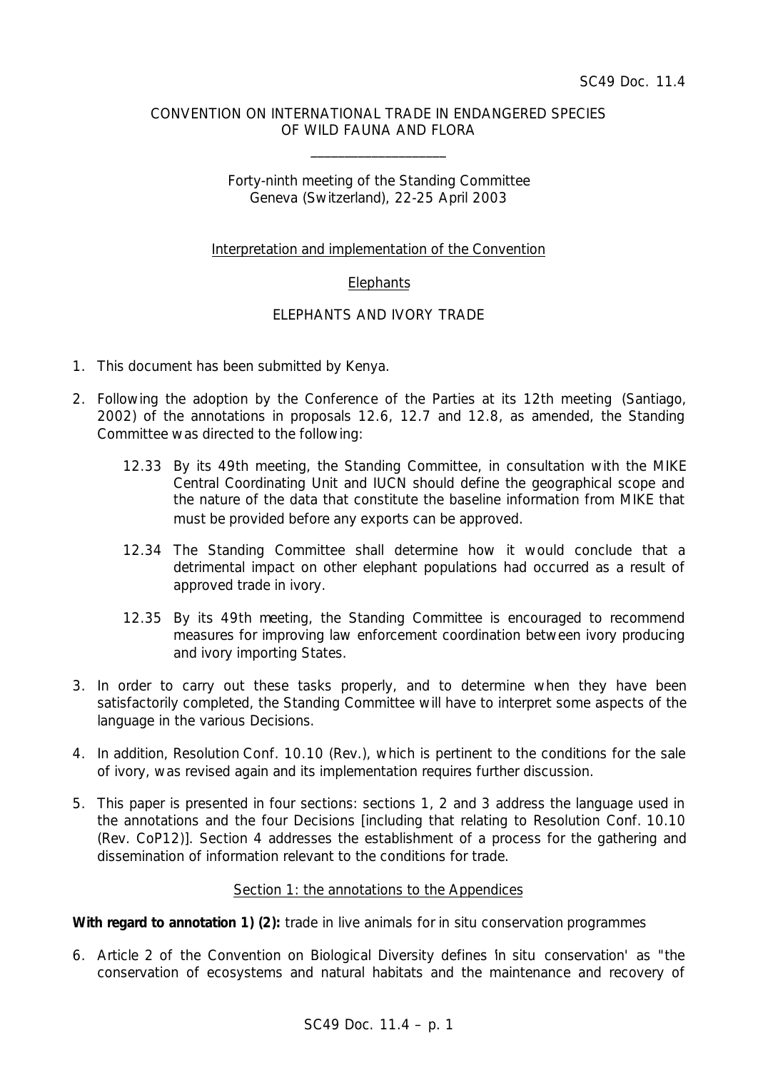SC49 Doc. 11.4

CONVENTION ON INTERNATIONAL TRADE IN ENDANGERED SPECIES
OF WILD FAUNA AND FLORA

\_\_\_\_\_\_\_\_\_\_\_\_\_\_\_\_\_\_\_\_

Forty-ninth meeting of the Standing Committee
Geneva (Switzerland), 22-25 April 2003

Interpretation and implementation of the Convention

Elephants

ELEPHANTS AND IVORY TRADE

1. This document has been submitted by Kenya.

2. Following the adoption by the Conference of the Parties at its 12th meeting (Santiago, 2002) of the annotations in proposals 12.6, 12.7 and 12.8, as amended, the Standing Committee was directed to the following:

   12.33 By its 49th meeting, the Standing Committee, in consultation with the MIKE Central Coordinating Unit and IUCN should define the geographical scope and the nature of the data that constitute the baseline information from MIKE that must be provided before any exports can be approved.

   12.34 The Standing Committee shall determine how it would conclude that a detrimental impact on other elephant populations had occurred as a result of approved trade in ivory.

   12.35 By its 49th meeting, the Standing Committee is encouraged to recommend measures for improving law enforcement coordination between ivory producing and ivory importing States.

3. In order to carry out these tasks properly, and to determine when they have been satisfactorily completed, the Standing Committee will have to interpret some aspects of the language in the various Decisions.

4. In addition, Resolution Conf. 10.10 (Rev.), which is pertinent to the conditions for the sale of ivory, was revised again and its implementation requires further discussion.

5. This paper is presented in four sections: sections 1, 2 and 3 address the language used in the annotations and the four Decisions [including that relating to Resolution Conf. 10.10 (Rev. CoP12)]. Section 4 addresses the establishment of a process for the gathering and dissemination of information relevant to the conditions for trade.

## Section 1: the annotations to the Appendices

**With regard to annotation 1) (2):** trade in live animals for in situ conservation programmes

6. Article 2 of the Convention on Biological Diversity defines 'in situ conservation' as "the conservation of ecosystems and natural habitats and the maintenance and recovery of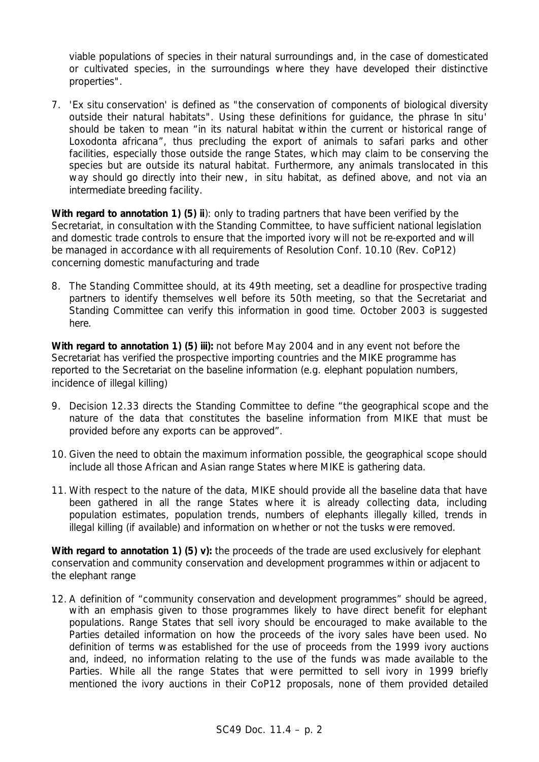viable populations of species in their natural surroundings and, in the case of domesticated or cultivated species, in the surroundings where they have developed their distinctive properties".

7. 'Ex situ conservation' is defined as "the conservation of components of biological diversity outside their natural habitats". Using these definitions for guidance, the phrase 'in situ' should be taken to mean "in its natural habitat within the current or historical range of Loxodonta africana", thus precluding the export of animals to safari parks and other facilities, especially those outside the range States, which may claim to be conserving the species but are outside its natural habitat. Furthermore, any animals translocated in this way should go directly into their new, in situ habitat, as defined above, and not via an intermediate breeding facility.

**With regard to annotation 1) (5) ii**): only to trading partners that have been verified by the Secretariat, in consultation with the Standing Committee, to have sufficient national legislation and domestic trade controls to ensure that the imported ivory will not be re-exported and will be managed in accordance with all requirements of Resolution Conf. 10.10 (Rev. CoP12) concerning domestic manufacturing and trade

8. The Standing Committee should, at its 49th meeting, set a deadline for prospective trading partners to identify themselves well before its 50th meeting, so that the Secretariat and Standing Committee can verify this information in good time. October 2003 is suggested here.

**With regard to annotation 1) (5) iii):** not before May 2004 and in any event not before the Secretariat has verified the prospective importing countries and the MIKE programme has reported to the Secretariat on the baseline information (e.g. elephant population numbers, incidence of illegal killing)

9. Decision 12.33 directs the Standing Committee to define "the geographical scope and the nature of the data that constitutes the baseline information from MIKE that must be provided before any exports can be approved".

10. Given the need to obtain the maximum information possible, the geographical scope should include all those African and Asian range States where MIKE is gathering data.

11. With respect to the nature of the data, MIKE should provide all the baseline data that have been gathered in all the range States where it is already collecting data, including population estimates, population trends, numbers of elephants illegally killed, trends in illegal killing (if available) and information on whether or not the tusks were removed.

**With regard to annotation 1) (5) v):** the proceeds of the trade are used exclusively for elephant conservation and community conservation and development programmes within or adjacent to the elephant range

12. A definition of "community conservation and development programmes" should be agreed, with an emphasis given to those programmes likely to have direct benefit for elephant populations. Range States that sell ivory should be encouraged to make available to the Parties detailed information on how the proceeds of the ivory sales have been used. No definition of terms was established for the use of proceeds from the 1999 ivory auctions and, indeed, no information relating to the use of the funds was made available to the Parties. While all the range States that were permitted to sell ivory in 1999 briefly mentioned the ivory auctions in their CoP12 proposals, none of them provided detailed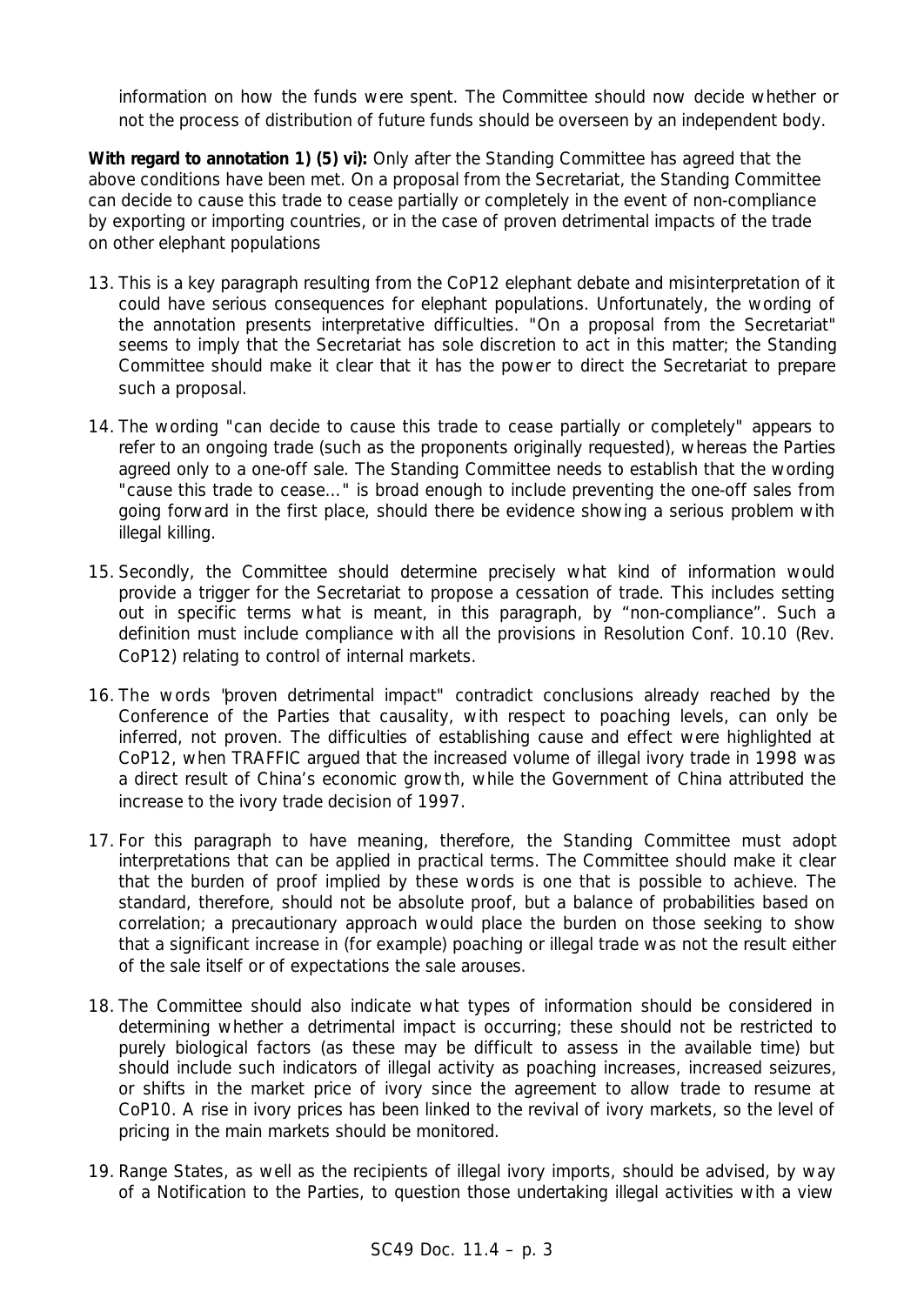information on how the funds were spent. The Committee should now decide whether or not the process of distribution of future funds should be overseen by an independent body.

**With regard to annotation 1) (5) vi):** Only after the Standing Committee has agreed that the above conditions have been met. On a proposal from the Secretariat, the Standing Committee can decide to cause this trade to cease partially or completely in the event of non-compliance by exporting or importing countries, or in the case of proven detrimental impacts of the trade on other elephant populations

13. This is a key paragraph resulting from the CoP12 elephant debate and misinterpretation of it could have serious consequences for elephant populations. Unfortunately, the wording of the annotation presents interpretative difficulties. "On a proposal from the Secretariat" seems to imply that the Secretariat has sole discretion to act in this matter; the Standing Committee should make it clear that it has the power to direct the Secretariat to prepare such a proposal.

14. The wording "can decide to cause this trade to cease partially or completely" appears to refer to an ongoing trade (such as the proponents originally requested), whereas the Parties agreed only to a one-off sale. The Standing Committee needs to establish that the wording "cause this trade to cease..." is broad enough to include preventing the one-off sales from going forward in the first place, should there be evidence showing a serious problem with illegal killing.

15. Secondly, the Committee should determine precisely what kind of information would provide a trigger for the Secretariat to propose a cessation of trade. This includes setting out in specific terms what is meant, in this paragraph, by "non-compliance". Such a definition must include compliance with all the provisions in Resolution Conf. 10.10 (Rev. CoP12) relating to control of internal markets.

16. The words "proven detrimental impact" contradict conclusions already reached by the Conference of the Parties that causality, with respect to poaching levels, can only be inferred, not proven. The difficulties of establishing cause and effect were highlighted at CoP12, when TRAFFIC argued that the increased volume of illegal ivory trade in 1998 was a direct result of China's economic growth, while the Government of China attributed the increase to the ivory trade decision of 1997.

17. For this paragraph to have meaning, therefore, the Standing Committee must adopt interpretations that can be applied in practical terms. The Committee should make it clear that the burden of proof implied by these words is one that is possible to achieve. The standard, therefore, should not be absolute proof, but a balance of probabilities based on correlation; a precautionary approach would place the burden on those seeking to show that a significant increase in (for example) poaching or illegal trade was not the result either of the sale itself or of expectations the sale arouses.

18. The Committee should also indicate what types of information should be considered in determining whether a detrimental impact is occurring; these should not be restricted to purely biological factors (as these may be difficult to assess in the available time) but should include such indicators of illegal activity as poaching increases, increased seizures, or shifts in the market price of ivory since the agreement to allow trade to resume at CoP10. A rise in ivory prices has been linked to the revival of ivory markets, so the level of pricing in the main markets should be monitored.

19. Range States, as well as the recipients of illegal ivory imports, should be advised, by way of a Notification to the Parties, to question those undertaking illegal activities with a view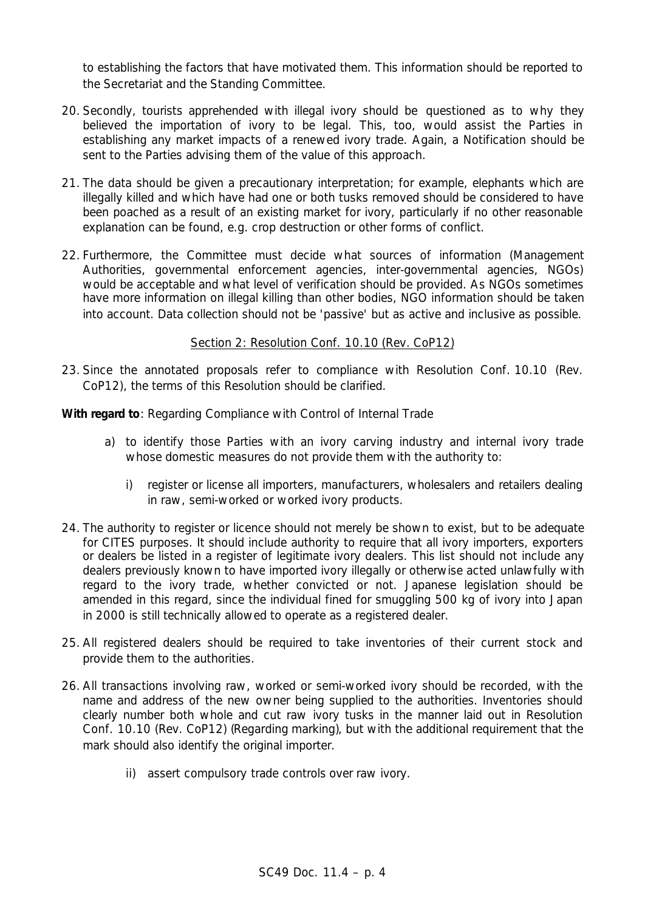to establishing the factors that have motivated them. This information should be reported to the Secretariat and the Standing Committee.

20. Secondly, tourists apprehended with illegal ivory should be questioned as to why they believed the importation of ivory to be legal. This, too, would assist the Parties in establishing any market impacts of a renewed ivory trade. Again, a Notification should be sent to the Parties advising them of the value of this approach.

21. The data should be given a precautionary interpretation; for example, elephants which are illegally killed and which have had one or both tusks removed should be considered to have been poached as a result of an existing market for ivory, particularly if no other reasonable explanation can be found, e.g. crop destruction or other forms of conflict.

22. Furthermore, the Committee must decide what sources of information (Management Authorities, governmental enforcement agencies, inter-governmental agencies, NGOs) would be acceptable and what level of verification should be provided. As NGOs sometimes have more information on illegal killing than other bodies, NGO information should be taken into account. Data collection should not be 'passive' but as active and inclusive as possible.

<u>Section 2: Resolution Conf. 10.10 (Rev. CoP12)</u>

23. Since the annotated proposals refer to compliance with Resolution Conf. 10.10 (Rev. CoP12), the terms of this Resolution should be clarified.

**With regard to**: Regarding Compliance with Control of Internal Trade

a) to identify those Parties with an ivory carving industry and internal ivory trade whose domestic measures do not provide them with the authority to:

   i) register or license all importers, manufacturers, wholesalers and retailers dealing in raw, semi-worked or worked ivory products.

24. The authority to register or licence should not merely be shown to exist, but to be adequate for CITES purposes. It should include authority to require that all ivory importers, exporters or dealers be listed in a register of legitimate ivory dealers. This list should not include any dealers previously known to have imported ivory illegally or otherwise acted unlawfully with regard to the ivory trade, whether convicted or not. Japanese legislation should be amended in this regard, since the individual fined for smuggling 500 kg of ivory into Japan in 2000 is still technically allowed to operate as a registered dealer.

25. All registered dealers should be required to take inventories of their current stock and provide them to the authorities.

26. All transactions involving raw, worked or semi-worked ivory should be recorded, with the name and address of the new owner being supplied to the authorities. Inventories should clearly number both whole and cut raw ivory tusks in the manner laid out in Resolution Conf. 10.10 (Rev. CoP12) (Regarding marking), but with the additional requirement that the mark should also identify the original importer.

   ii) assert compulsory trade controls over raw ivory.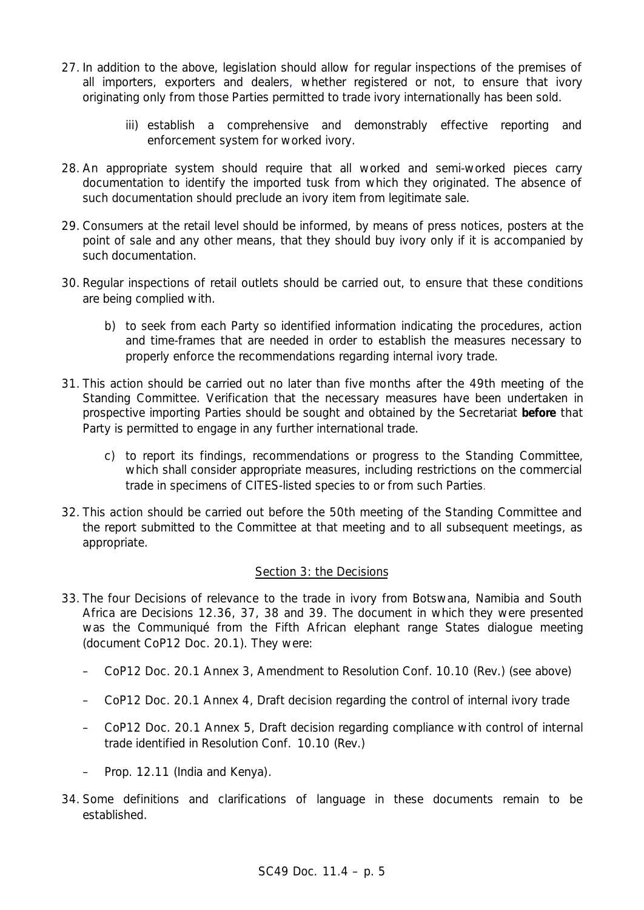27. In addition to the above, legislation should allow for regular inspections of the premises of all importers, exporters and dealers, whether registered or not, to ensure that ivory originating only from those Parties permitted to trade ivory internationally has been sold.

    iii) establish a comprehensive and demonstrably effective reporting and enforcement system for worked ivory.

28. An appropriate system should require that all worked and semi-worked pieces carry documentation to identify the imported tusk from which they originated. The absence of such documentation should preclude an ivory item from legitimate sale.

29. Consumers at the retail level should be informed, by means of press notices, posters at the point of sale and any other means, that they should buy ivory only if it is accompanied by such documentation.

30. Regular inspections of retail outlets should be carried out, to ensure that these conditions are being complied with.

    b) to seek from each Party so identified information indicating the procedures, action and time-frames that are needed in order to establish the measures necessary to properly enforce the recommendations regarding internal ivory trade.

31. This action should be carried out no later than five months after the 49th meeting of the Standing Committee. Verification that the necessary measures have been undertaken in prospective importing Parties should be sought and obtained by the Secretariat **before** that Party is permitted to engage in any further international trade.

    c) to report its findings, recommendations or progress to the Standing Committee, which shall consider appropriate measures, including restrictions on the commercial trade in specimens of CITES-listed species to or from such Parties.

32. This action should be carried out before the 50th meeting of the Standing Committee and the report submitted to the Committee at that meeting and to all subsequent meetings, as appropriate.

## Section 3: the Decisions

33. The four Decisions of relevance to the trade in ivory from Botswana, Namibia and South Africa are Decisions 12.36, 37, 38 and 39. The document in which they were presented was the Communiqué from the Fifth African elephant range States dialogue meeting (document CoP12 Doc. 20.1). They were:

    – CoP12 Doc. 20.1 Annex 3, Amendment to Resolution Conf. 10.10 (Rev.) (see above)

    – CoP12 Doc. 20.1 Annex 4, Draft decision regarding the control of internal ivory trade

    – CoP12 Doc. 20.1 Annex 5, Draft decision regarding compliance with control of internal trade identified in Resolution Conf. 10.10 (Rev.)

    – Prop. 12.11 (India and Kenya).

34. Some definitions and clarifications of language in these documents remain to be established.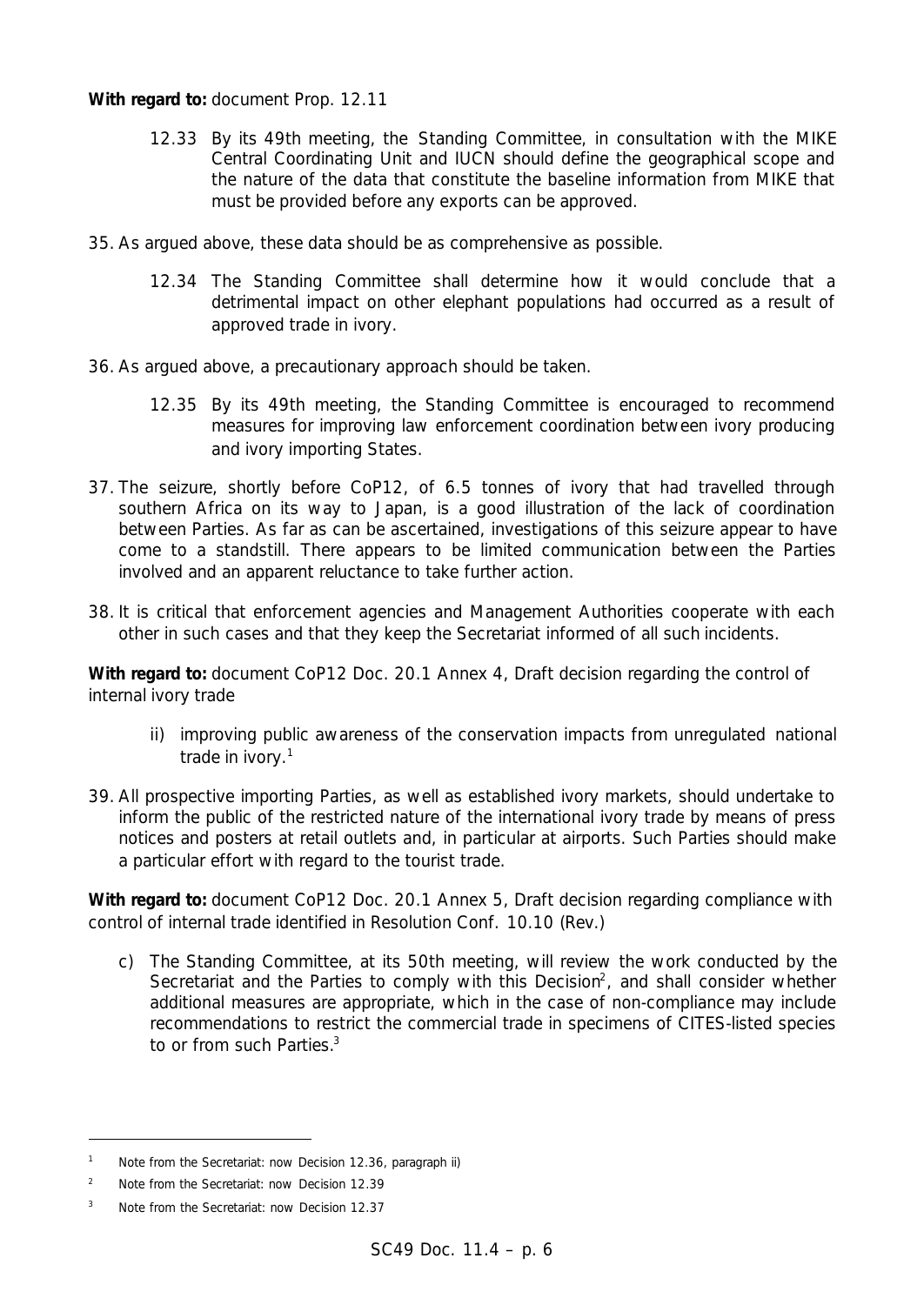**With regard to:** document Prop. 12.11

> 12.33 By its 49th meeting, the Standing Committee, in consultation with the MIKE Central Coordinating Unit and IUCN should define the geographical scope and the nature of the data that constitute the baseline information from MIKE that must be provided before any exports can be approved.

35. As argued above, these data should be as comprehensive as possible.

> 12.34 The Standing Committee shall determine how it would conclude that a detrimental impact on other elephant populations had occurred as a result of approved trade in ivory.

36. As argued above, a precautionary approach should be taken.

> 12.35 By its 49th meeting, the Standing Committee is encouraged to recommend measures for improving law enforcement coordination between ivory producing and ivory importing States.

37. The seizure, shortly before CoP12, of 6.5 tonnes of ivory that had travelled through southern Africa on its way to Japan, is a good illustration of the lack of coordination between Parties. As far as can be ascertained, investigations of this seizure appear to have come to a standstill. There appears to be limited communication between the Parties involved and an apparent reluctance to take further action.

38. It is critical that enforcement agencies and Management Authorities cooperate with each other in such cases and that they keep the Secretariat informed of all such incidents.

**With regard to:** document CoP12 Doc. 20.1 Annex 4, Draft decision regarding the control of internal ivory trade

> ii) improving public awareness of the conservation impacts from unregulated national trade in ivory.[1]

39. All prospective importing Parties, as well as established ivory markets, should undertake to inform the public of the restricted nature of the international ivory trade by means of press notices and posters at retail outlets and, in particular at airports. Such Parties should make a particular effort with regard to the tourist trade.

**With regard to:** document CoP12 Doc. 20.1 Annex 5, Draft decision regarding compliance with control of internal trade identified in Resolution Conf. 10.10 (Rev.)

> c) The Standing Committee, at its 50th meeting, will review the work conducted by the Secretariat and the Parties to comply with this Decision[2], and shall consider whether additional measures are appropriate, which in the case of non-compliance may include recommendations to restrict the commercial trade in specimens of CITES-listed species to or from such Parties.[3]

---

[1] Note from the Secretariat: now Decision 12.36, paragraph ii)

[2] Note from the Secretariat: now Decision 12.39

[3] Note from the Secretariat: now Decision 12.37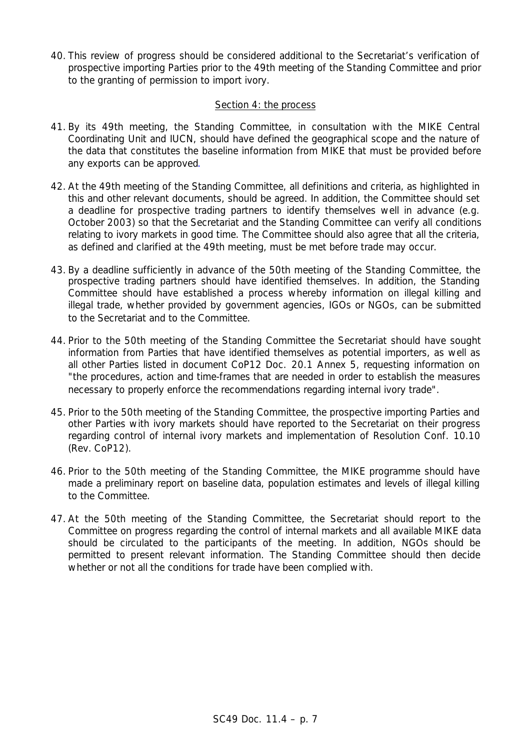40. This review of progress should be considered additional to the Secretariat's verification of prospective importing Parties prior to the 49th meeting of the Standing Committee and prior to the granting of permission to import ivory.

## Section 4: the process

41. By its 49th meeting, the Standing Committee, in consultation with the MIKE Central Coordinating Unit and IUCN, should have defined the geographical scope and the nature of the data that constitutes the baseline information from MIKE that must be provided before any exports can be approved.

42. At the 49th meeting of the Standing Committee, all definitions and criteria, as highlighted in this and other relevant documents, should be agreed. In addition, the Committee should set a deadline for prospective trading partners to identify themselves well in advance (e.g. October 2003) so that the Secretariat and the Standing Committee can verify all conditions relating to ivory markets in good time. The Committee should also agree that all the criteria, as defined and clarified at the 49th meeting, must be met before trade may occur.

43. By a deadline sufficiently in advance of the 50th meeting of the Standing Committee, the prospective trading partners should have identified themselves. In addition, the Standing Committee should have established a process whereby information on illegal killing and illegal trade, whether provided by government agencies, IGOs or NGOs, can be submitted to the Secretariat and to the Committee.

44. Prior to the 50th meeting of the Standing Committee the Secretariat should have sought information from Parties that have identified themselves as potential importers, as well as all other Parties listed in document CoP12 Doc. 20.1 Annex 5, requesting information on "the procedures, action and time-frames that are needed in order to establish the measures necessary to properly enforce the recommendations regarding internal ivory trade".

45. Prior to the 50th meeting of the Standing Committee, the prospective importing Parties and other Parties with ivory markets should have reported to the Secretariat on their progress regarding control of internal ivory markets and implementation of Resolution Conf. 10.10 (Rev. CoP12).

46. Prior to the 50th meeting of the Standing Committee, the MIKE programme should have made a preliminary report on baseline data, population estimates and levels of illegal killing to the Committee.

47. At the 50th meeting of the Standing Committee, the Secretariat should report to the Committee on progress regarding the control of internal markets and all available MIKE data should be circulated to the participants of the meeting. In addition, NGOs should be permitted to present relevant information. The Standing Committee should then decide whether or not all the conditions for trade have been complied with.